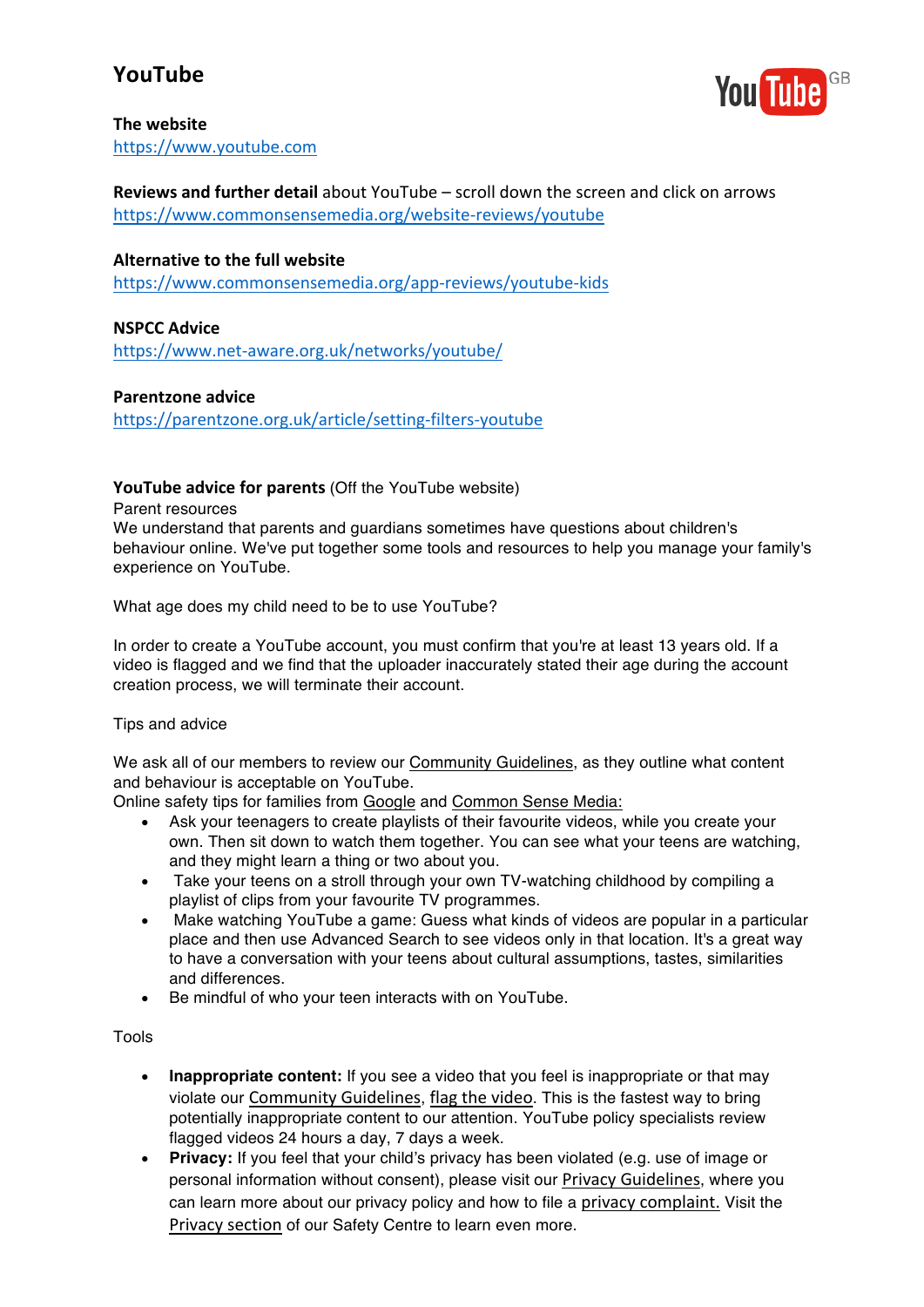# YouTube

**The website**
https://www.youtube.com

**Reviews and further detail** about YouTube – scroll down the screen and click on arrows
https://www.commonsensemedia.org/website-reviews/youtube

**Alternative to the full website**
https://www.commonsensemedia.org/app-reviews/youtube-kids

**NSPCC Advice**
https://www.net-aware.org.uk/networks/youtube/

**Parentzone advice**
https://parentzone.org.uk/article/setting-filters-youtube

**YouTube advice for parents** (Off the YouTube website)
Parent resources
We understand that parents and guardians sometimes have questions about children's behaviour online. We've put together some tools and resources to help you manage your family's experience on YouTube.

What age does my child need to be to use YouTube?

In order to create a YouTube account, you must confirm that you're at least 13 years old. If a video is flagged and we find that the uploader inaccurately stated their age during the account creation process, we will terminate their account.

Tips and advice

We ask all of our members to review our Community Guidelines, as they outline what content and behaviour is acceptable on YouTube.
Online safety tips for families from Google and Common Sense Media:

- Ask your teenagers to create playlists of their favourite videos, while you create your own. Then sit down to watch them together. You can see what your teens are watching, and they might learn a thing or two about you.
- Take your teens on a stroll through your own TV-watching childhood by compiling a playlist of clips from your favourite TV programmes.
- Make watching YouTube a game: Guess what kinds of videos are popular in a particular place and then use Advanced Search to see videos only in that location. It's a great way to have a conversation with your teens about cultural assumptions, tastes, similarities and differences.
- Be mindful of who your teen interacts with on YouTube.

Tools

- **Inappropriate content:** If you see a video that you feel is inappropriate or that may violate our Community Guidelines, flag the video. This is the fastest way to bring potentially inappropriate content to our attention. YouTube policy specialists review flagged videos 24 hours a day, 7 days a week.
- **Privacy:** If you feel that your child's privacy has been violated (e.g. use of image or personal information without consent), please visit our Privacy Guidelines, where you can learn more about our privacy policy and how to file a privacy complaint. Visit the Privacy section of our Safety Centre to learn even more.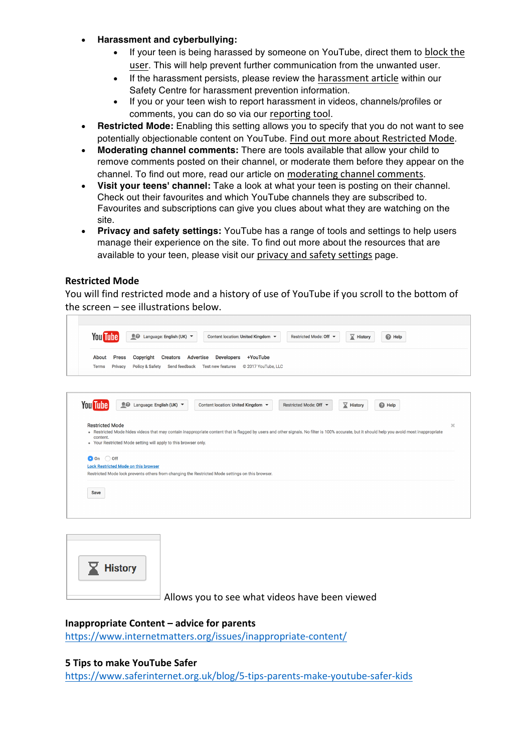- **Harassment and cyberbullying:**
  - If your teen is being harassed by someone on YouTube, direct them to block the user. This will help prevent further communication from the unwanted user.
  - If the harassment persists, please review the harassment article within our Safety Centre for harassment prevention information.
  - If you or your teen wish to report harassment in videos, channels/profiles or comments, you can do so via our reporting tool.
- **Restricted Mode:** Enabling this setting allows you to specify that you do not want to see potentially objectionable content on YouTube. Find out more about Restricted Mode.
- **Moderating channel comments:** There are tools available that allow your child to remove comments posted on their channel, or moderate them before they appear on the channel. To find out more, read our article on moderating channel comments.
- **Visit your teens' channel:** Take a look at what your teen is posting on their channel. Check out their favourites and which YouTube channels they are subscribed to. Favourites and subscriptions can give you clues about what they are watching on the site.
- **Privacy and safety settings:** YouTube has a range of tools and settings to help users manage their experience on the site. To find out more about the resources that are available to your teen, please visit our privacy and safety settings page.

**Restricted Mode**

You will find restricted mode and a history of use of YouTube if you scroll to the bottom of the screen – see illustrations below.

Allows you to see what videos have been viewed

**Inappropriate Content – advice for parents**

https://www.internetmatters.org/issues/inappropriate-content/

**5 Tips to make YouTube Safer**

https://www.saferinternet.org.uk/blog/5-tips-parents-make-youtube-safer-kids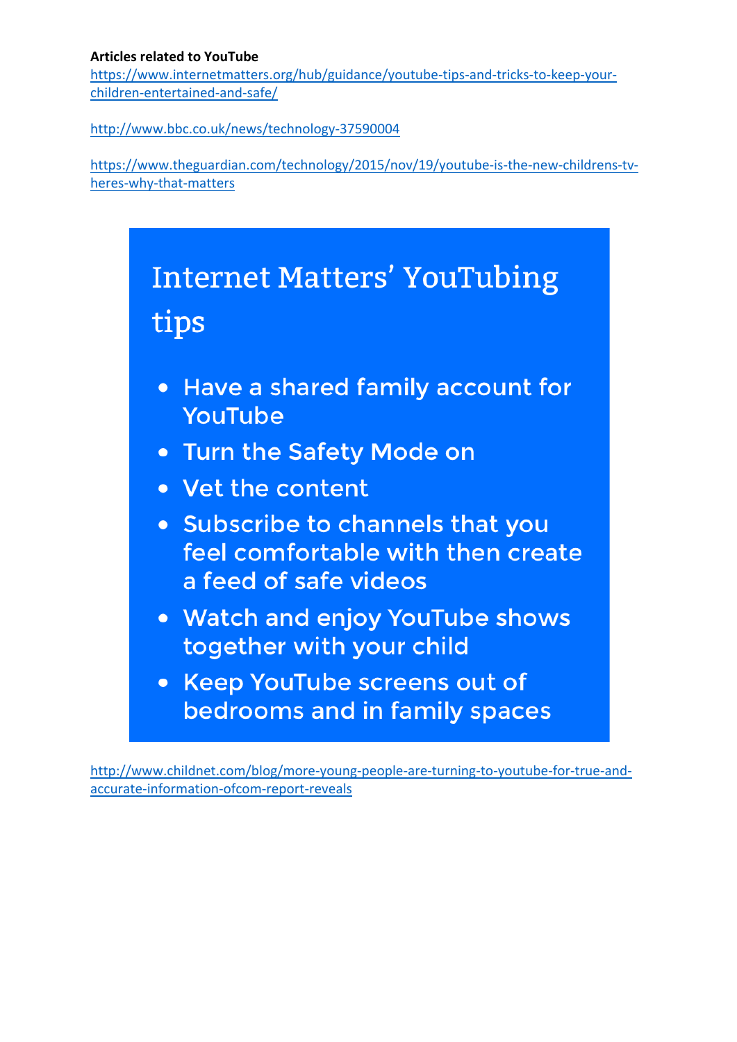**Articles related to YouTube**

https://www.internetmatters.org/hub/guidance/youtube-tips-and-tricks-to-keep-your-children-entertained-and-safe/

http://www.bbc.co.uk/news/technology-37590004

https://www.theguardian.com/technology/2015/nov/19/youtube-is-the-new-childrens-tv-heres-why-that-matters

## Internet Matters' YouTubing tips

- Have a shared family account for YouTube
- Turn the Safety Mode on
- Vet the content
- Subscribe to channels that you feel comfortable with then create a feed of safe videos
- Watch and enjoy YouTube shows together with your child
- Keep YouTube screens out of bedrooms and in family spaces

http://www.childnet.com/blog/more-young-people-are-turning-to-youtube-for-true-and-accurate-information-ofcom-report-reveals